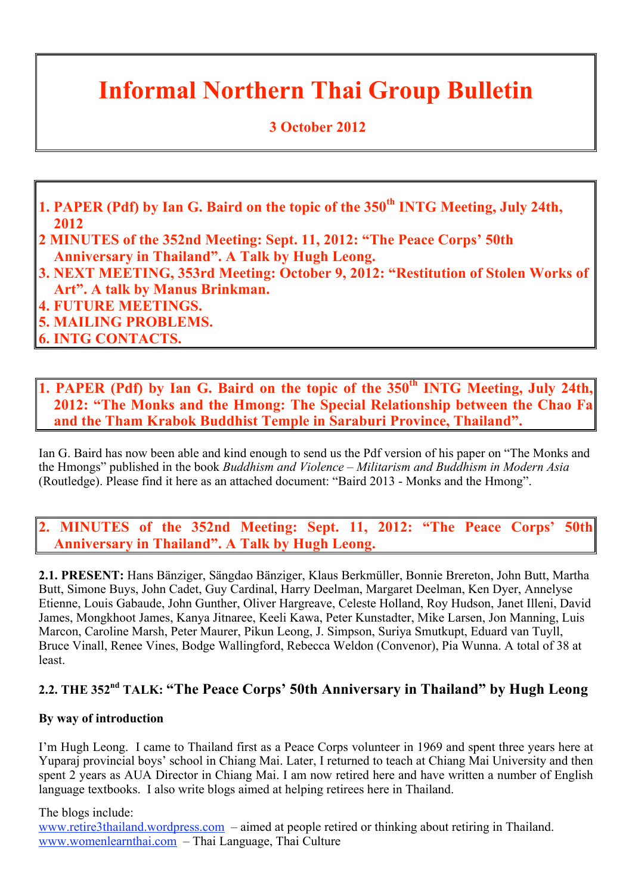# Informal Northern Thai Group Bulletin

**3 October 2012**

1. PAPER (Pdf) by Ian G. Baird on the topic of the 350th INTG Meeting, July 24th, 2012
2. MINUTES of the 352nd Meeting: Sept. 11, 2012: "The Peace Corps' 50th Anniversary in Thailand". A Talk by Hugh Leong.
3. NEXT MEETING, 353rd Meeting: October 9, 2012: "Restitution of Stolen Works of Art". A talk by Manus Brinkman.
4. FUTURE MEETINGS.
5. MAILING PROBLEMS.
6. INTG CONTACTS.

## 1. PAPER (Pdf) by Ian G. Baird on the topic of the 350th INTG Meeting, July 24th, 2012: "The Monks and the Hmong: The Special Relationship between the Chao Fa and the Tham Krabok Buddhist Temple in Saraburi Province, Thailand".

Ian G. Baird has now been able and kind enough to send us the Pdf version of his paper on "The Monks and the Hmongs" published in the book *Buddhism and Violence – Militarism and Buddhism in Modern Asia* (Routledge). Please find it here as an attached document: "Baird 2013 - Monks and the Hmong".

## 2. MINUTES of the 352nd Meeting: Sept. 11, 2012: "The Peace Corps' 50th Anniversary in Thailand". A Talk by Hugh Leong.

**2.1. PRESENT:** Hans Bänziger, Sängdao Bänziger, Klaus Berkmüller, Bonnie Brereton, John Butt, Martha Butt, Simone Buys, John Cadet, Guy Cardinal, Harry Deelman, Margaret Deelman, Ken Dyer, Annelyse Etienne, Louis Gabaude, John Gunther, Oliver Hargreave, Celeste Holland, Roy Hudson, Janet Illeni, David James, Mongkhoot James, Kanya Jitnaree, Keeli Kawa, Peter Kunstadter, Mike Larsen, Jon Manning, Luis Marcon, Caroline Marsh, Peter Maurer, Pikun Leong, J. Simpson, Suriya Smutkupt, Eduard van Tuyll, Bruce Vinall, Renee Vines, Bodge Wallingford, Rebecca Weldon (Convenor), Pia Wunna. A total of 38 at least.

### 2.2. THE 352nd TALK: "The Peace Corps' 50th Anniversary in Thailand" by Hugh Leong

**By way of introduction**

I'm Hugh Leong. I came to Thailand first as a Peace Corps volunteer in 1969 and spent three years here at Yuparaj provincial boys' school in Chiang Mai. Later, I returned to teach at Chiang Mai University and then spent 2 years as AUA Director in Chiang Mai. I am now retired here and have written a number of English language textbooks. I also write blogs aimed at helping retirees here in Thailand.

The blogs include:
www.retire3thailand.wordpress.com – aimed at people retired or thinking about retiring in Thailand.
www.womenlearnthai.com – Thai Language, Thai Culture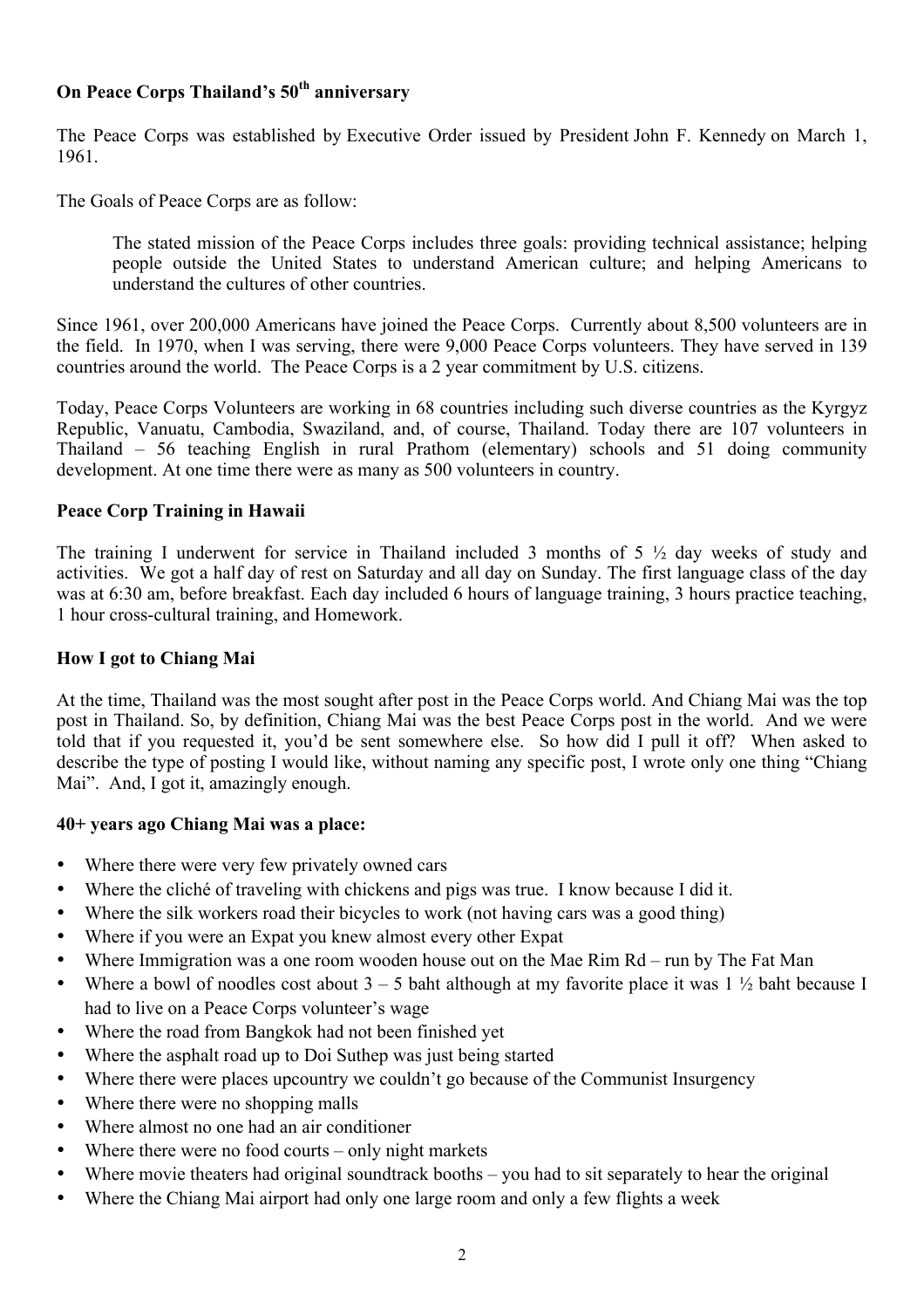## On Peace Corps Thailand's 50th anniversary

The Peace Corps was established by Executive Order issued by President John F. Kennedy on March 1, 1961.

The Goals of Peace Corps are as follow:

> The stated mission of the Peace Corps includes three goals: providing technical assistance; helping people outside the United States to understand American culture; and helping Americans to understand the cultures of other countries.

Since 1961, over 200,000 Americans have joined the Peace Corps. Currently about 8,500 volunteers are in the field. In 1970, when I was serving, there were 9,000 Peace Corps volunteers. They have served in 139 countries around the world. The Peace Corps is a 2 year commitment by U.S. citizens.

Today, Peace Corps Volunteers are working in 68 countries including such diverse countries as the Kyrgyz Republic, Vanuatu, Cambodia, Swaziland, and, of course, Thailand. Today there are 107 volunteers in Thailand – 56 teaching English in rural Prathom (elementary) schools and 51 doing community development. At one time there were as many as 500 volunteers in country.

### Peace Corp Training in Hawaii

The training I underwent for service in Thailand included 3 months of 5 ½ day weeks of study and activities. We got a half day of rest on Saturday and all day on Sunday. The first language class of the day was at 6:30 am, before breakfast. Each day included 6 hours of language training, 3 hours practice teaching, 1 hour cross-cultural training, and Homework.

### How I got to Chiang Mai

At the time, Thailand was the most sought after post in the Peace Corps world. And Chiang Mai was the top post in Thailand. So, by definition, Chiang Mai was the best Peace Corps post in the world. And we were told that if you requested it, you'd be sent somewhere else. So how did I pull it off? When asked to describe the type of posting I would like, without naming any specific post, I wrote only one thing "Chiang Mai". And, I got it, amazingly enough.

### 40+ years ago Chiang Mai was a place:

- Where there were very few privately owned cars
- Where the cliché of traveling with chickens and pigs was true. I know because I did it.
- Where the silk workers road their bicycles to work (not having cars was a good thing)
- Where if you were an Expat you knew almost every other Expat
- Where Immigration was a one room wooden house out on the Mae Rim Rd – run by The Fat Man
- Where a bowl of noodles cost about 3 – 5 baht although at my favorite place it was 1 ½ baht because I had to live on a Peace Corps volunteer's wage
- Where the road from Bangkok had not been finished yet
- Where the asphalt road up to Doi Suthep was just being started
- Where there were places upcountry we couldn't go because of the Communist Insurgency
- Where there were no shopping malls
- Where almost no one had an air conditioner
- Where there were no food courts – only night markets
- Where movie theaters had original soundtrack booths – you had to sit separately to hear the original
- Where the Chiang Mai airport had only one large room and only a few flights a week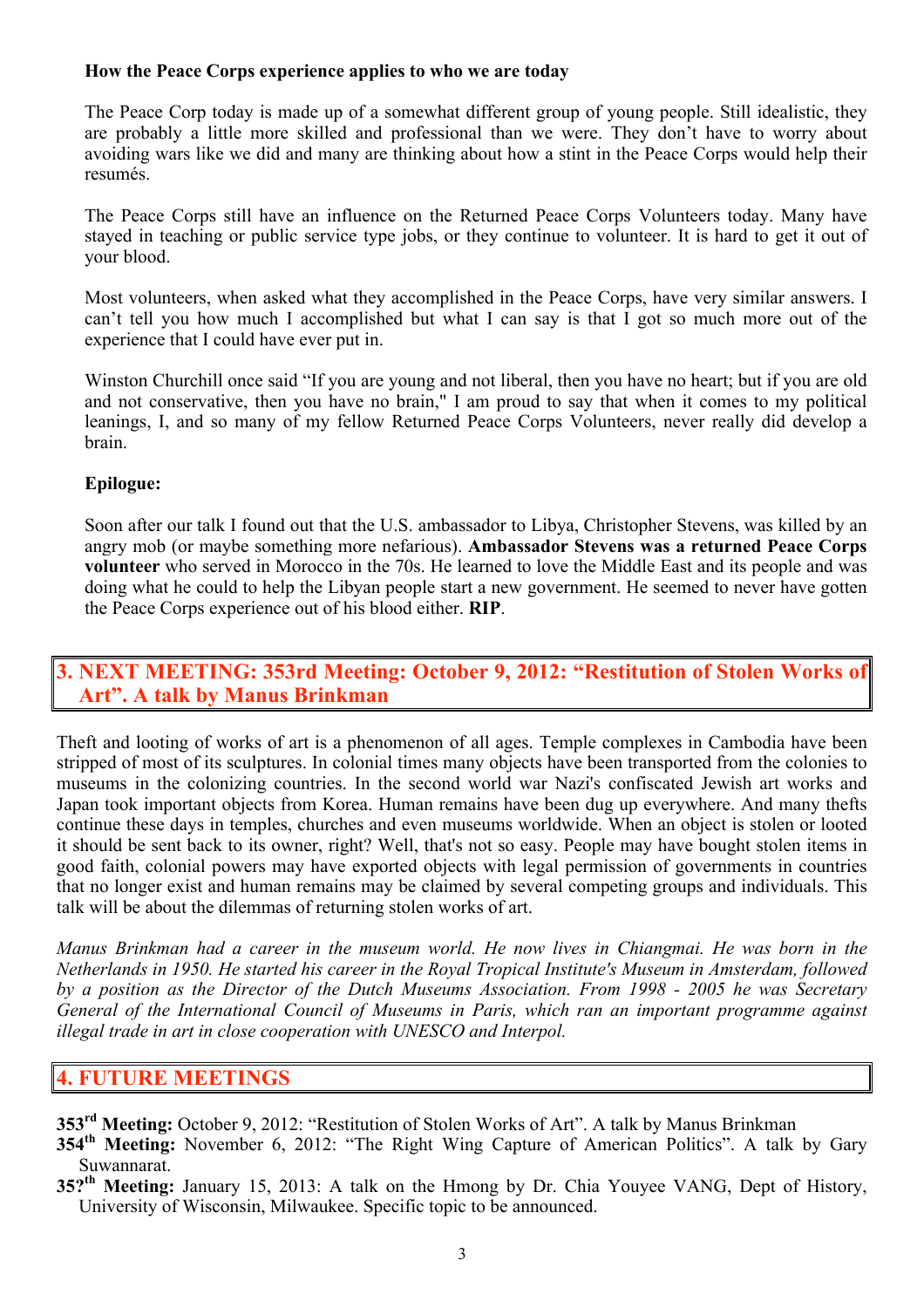**How the Peace Corps experience applies to who we are today**

The Peace Corp today is made up of a somewhat different group of young people. Still idealistic, they are probably a little more skilled and professional than we were. They don't have to worry about avoiding wars like we did and many are thinking about how a stint in the Peace Corps would help their resumés.

The Peace Corps still have an influence on the Returned Peace Corps Volunteers today. Many have stayed in teaching or public service type jobs, or they continue to volunteer. It is hard to get it out of your blood.

Most volunteers, when asked what they accomplished in the Peace Corps, have very similar answers. I can't tell you how much I accomplished but what I can say is that I got so much more out of the experience that I could have ever put in.

Winston Churchill once said "If you are young and not liberal, then you have no heart; but if you are old and not conservative, then you have no brain," I am proud to say that when it comes to my political leanings, I, and so many of my fellow Returned Peace Corps Volunteers, never really did develop a brain.

**Epilogue:**

Soon after our talk I found out that the U.S. ambassador to Libya, Christopher Stevens, was killed by an angry mob (or maybe something more nefarious). **Ambassador Stevens was a returned Peace Corps volunteer** who served in Morocco in the 70s. He learned to love the Middle East and its people and was doing what he could to help the Libyan people start a new government. He seemed to never have gotten the Peace Corps experience out of his blood either. **RIP**.

## 3. NEXT MEETING: 353rd Meeting: October 9, 2012: "Restitution of Stolen Works of Art". A talk by Manus Brinkman

Theft and looting of works of art is a phenomenon of all ages. Temple complexes in Cambodia have been stripped of most of its sculptures. In colonial times many objects have been transported from the colonies to museums in the colonizing countries. In the second world war Nazi's confiscated Jewish art works and Japan took important objects from Korea. Human remains have been dug up everywhere. And many thefts continue these days in temples, churches and even museums worldwide. When an object is stolen or looted it should be sent back to its owner, right? Well, that's not so easy. People may have bought stolen items in good faith, colonial powers may have exported objects with legal permission of governments in countries that no longer exist and human remains may be claimed by several competing groups and individuals. This talk will be about the dilemmas of returning stolen works of art.

*Manus Brinkman had a career in the museum world. He now lives in Chiangmai. He was born in the Netherlands in 1950. He started his career in the Royal Tropical Institute's Museum in Amsterdam, followed by a position as the Director of the Dutch Museums Association. From 1998 - 2005 he was Secretary General of the International Council of Museums in Paris, which ran an important programme against illegal trade in art in close cooperation with UNESCO and Interpol.*

## 4. FUTURE MEETINGS

**353rd Meeting:** October 9, 2012: "Restitution of Stolen Works of Art". A talk by Manus Brinkman

**354th Meeting:** November 6, 2012: "The Right Wing Capture of American Politics". A talk by Gary Suwannarat.

**35?th Meeting:** January 15, 2013: A talk on the Hmong by Dr. Chia Youyee VANG, Dept of History, University of Wisconsin, Milwaukee. Specific topic to be announced.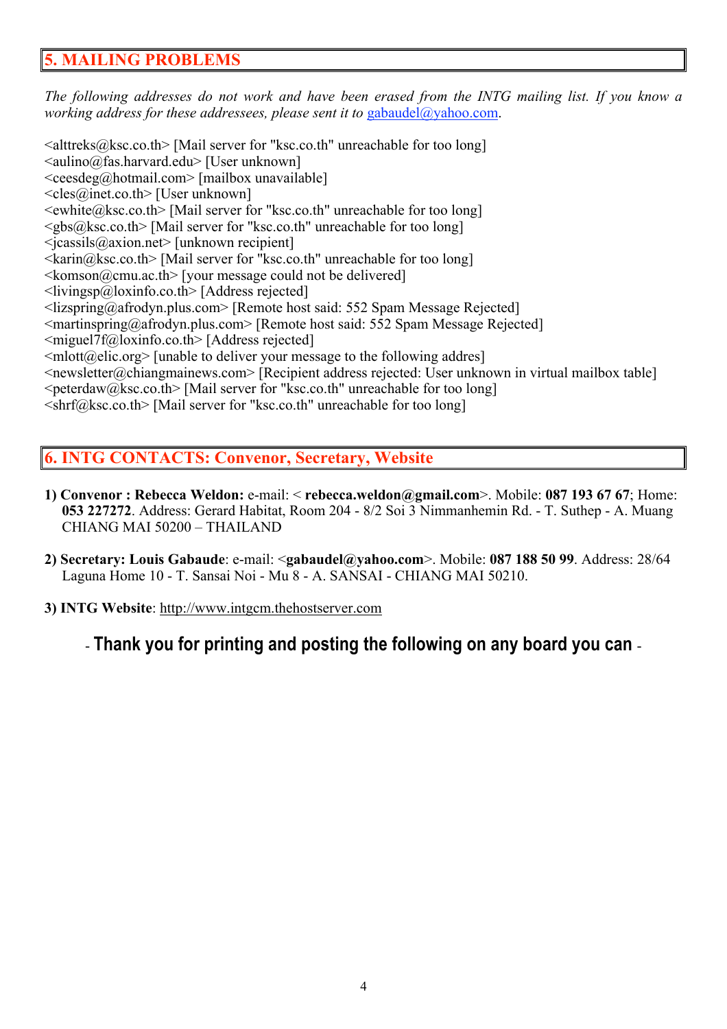## 5. MAILING PROBLEMS

*The following addresses do not work and have been erased from the INTG mailing list. If you know a working address for these addressees, please sent it to* gabaudel@yahoo.com.

<alttreks@ksc.co.th> [Mail server for "ksc.co.th" unreachable for too long]
<aulino@fas.harvard.edu> [User unknown]
<ceesdeg@hotmail.com> [mailbox unavailable]
<cles@inet.co.th> [User unknown]
<ewhite@ksc.co.th> [Mail server for "ksc.co.th" unreachable for too long]
<gbs@ksc.co.th> [Mail server for "ksc.co.th" unreachable for too long]
<jcassils@axion.net> [unknown recipient]
<karin@ksc.co.th> [Mail server for "ksc.co.th" unreachable for too long]
<komson@cmu.ac.th> [your message could not be delivered]
<livingsp@loxinfo.co.th> [Address rejected]
<lizspring@afrodyn.plus.com> [Remote host said: 552 Spam Message Rejected]
<martinspring@afrodyn.plus.com> [Remote host said: 552 Spam Message Rejected]
<miguel7f@loxinfo.co.th> [Address rejected]
<mlott@elic.org> [unable to deliver your message to the following addres]
<newsletter@chiangmainews.com> [Recipient address rejected: User unknown in virtual mailbox table]
<peterdaw@ksc.co.th> [Mail server for "ksc.co.th" unreachable for too long]
<shrf@ksc.co.th> [Mail server for "ksc.co.th" unreachable for too long]

## 6. INTG CONTACTS: Convenor, Secretary, Website

1) **Convenor : Rebecca Weldon:** e-mail: < **rebecca.weldon@gmail.com**>. Mobile: **087 193 67 67**; Home: **053 227272**. Address: Gerard Habitat, Room 204 - 8/2 Soi 3 Nimmanhemin Rd. - T. Suthep - A. Muang CHIANG MAI 50200 – THAILAND

2) **Secretary: Louis Gabaude**: e-mail: <**gabaudel@yahoo.com**>. Mobile: **087 188 50 99**. Address: 28/64 Laguna Home 10 - T. Sansai Noi - Mu 8 - A. SANSAI - CHIANG MAI 50210.

3) **INTG Website**: http://www.intgcm.thehostserver.com

- **Thank you for printing and posting the following on any board you can** -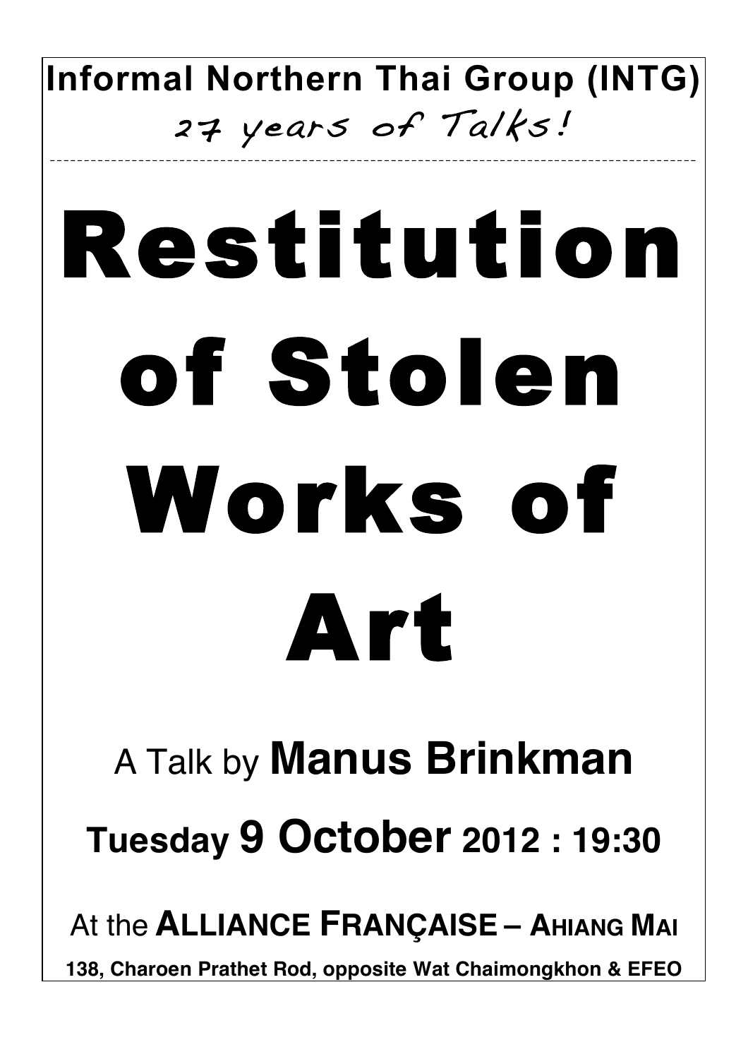**Informal Northern Thai Group (INTG)**

*27 years of Talks!*

---

# Restitution of Stolen Works of Art

A Talk by **Manus Brinkman**

**Tuesday 9 October 2012 : 19:30**

At the **ALLIANCE FRANÇAISE – AHIANG MAI**

**138, Charoen Prathet Rod, opposite Wat Chaimongkhon & EFEO**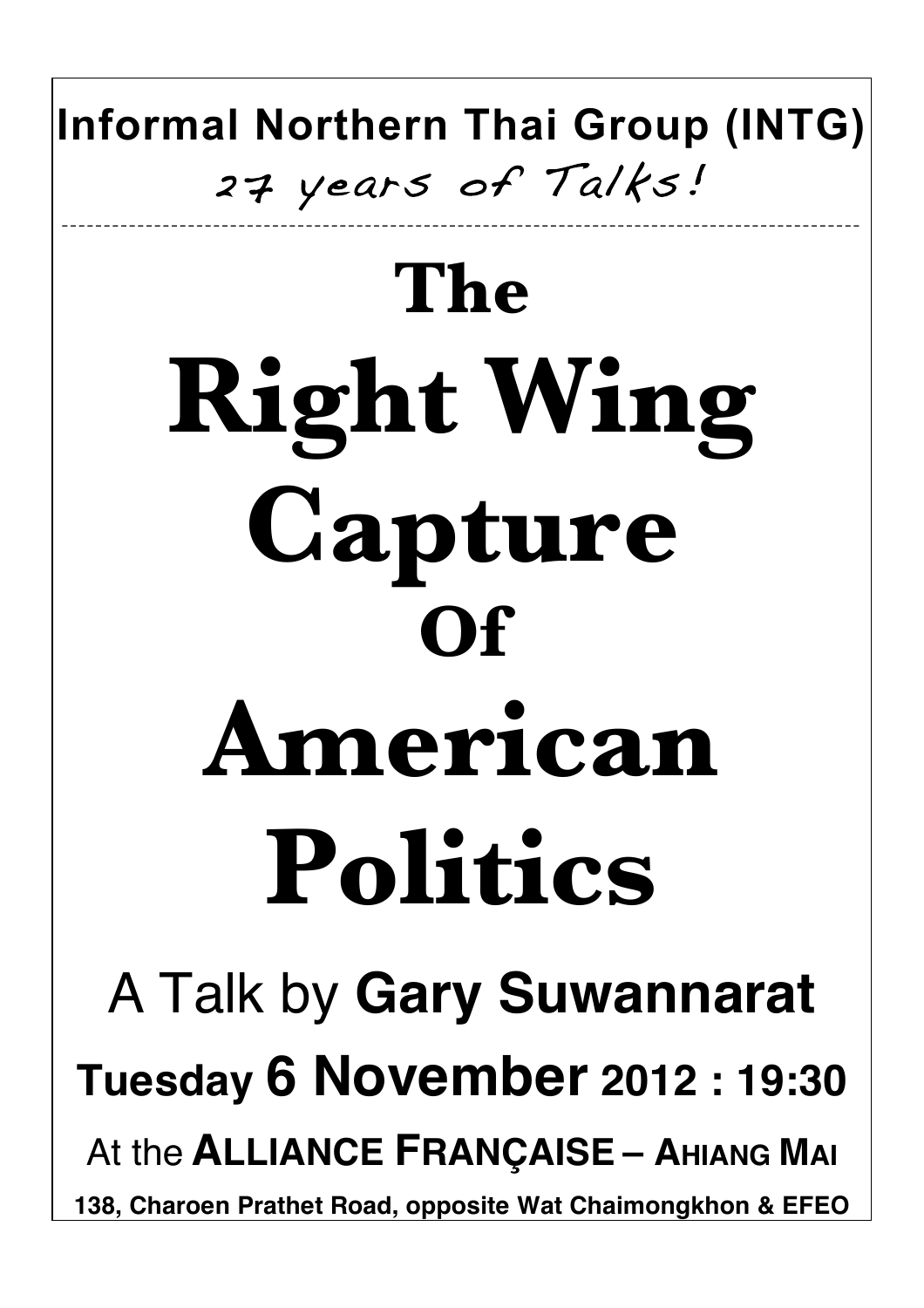**Informal Northern Thai Group (INTG)**

*27 years of Talks!*

---

# The Right Wing Capture Of American Politics

A Talk by **Gary Suwannarat**

**Tuesday 6 November 2012 : 19:30**

At the **ALLIANCE FRANÇAISE – AHIANG MAI**

**138, Charoen Prathet Road, opposite Wat Chaimongkhon & EFEO**